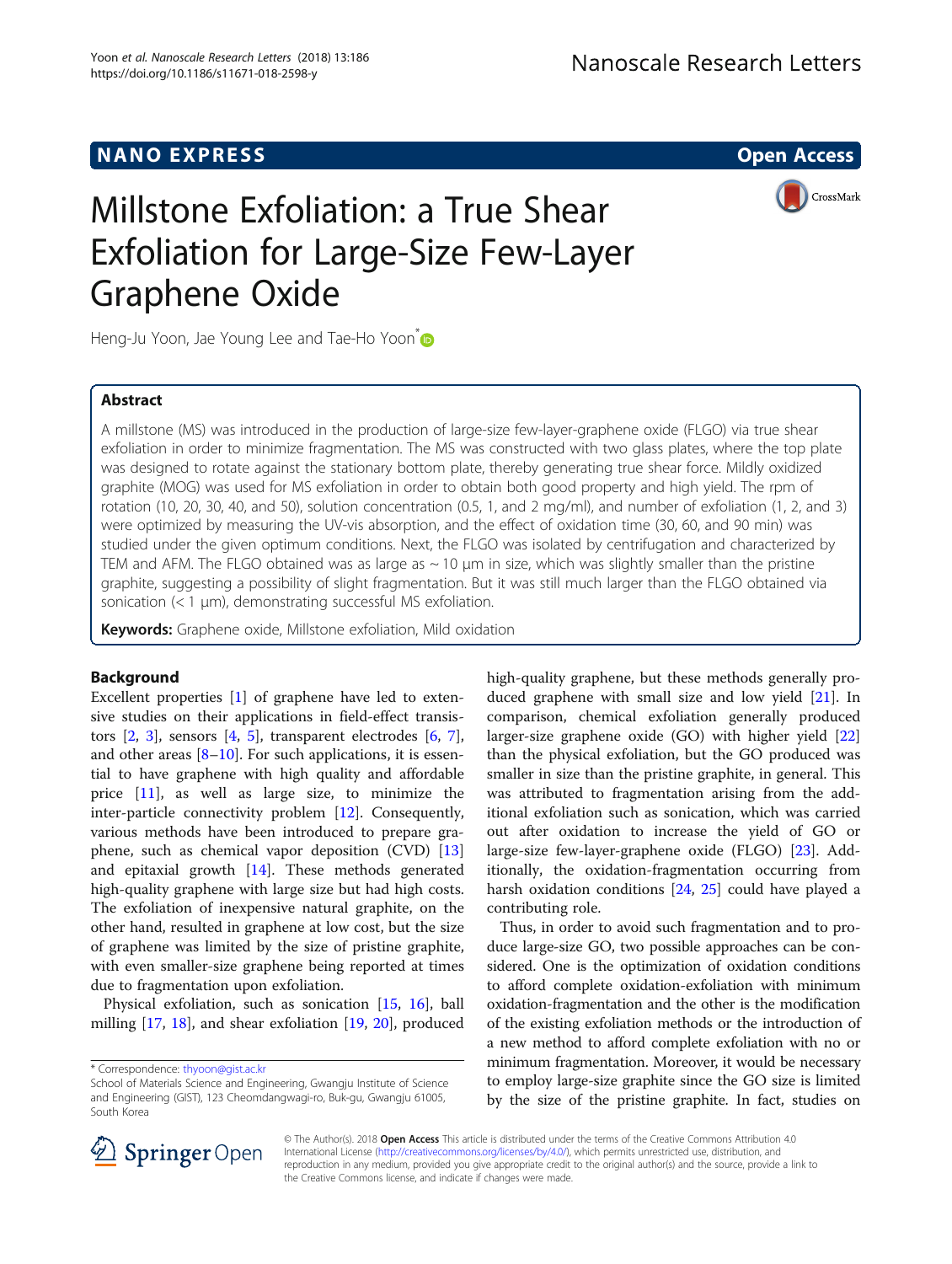NANO EXPRESS

Open Access

# Millstone Exfoliation: a True Shear Exfoliation for Large-Size Few-Layer Graphene Oxide

Heng-Ju Yoon, Jae Young Lee and Tae-Ho Yoon*

## Abstract

A millstone (MS) was introduced in the production of large-size few-layer-graphene oxide (FLGO) via true shear exfoliation in order to minimize fragmentation. The MS was constructed with two glass plates, where the top plate was designed to rotate against the stationary bottom plate, thereby generating true shear force. Mildly oxidized graphite (MOG) was used for MS exfoliation in order to obtain both good property and high yield. The rpm of rotation (10, 20, 30, 40, and 50), solution concentration (0.5, 1, and 2 mg/ml), and number of exfoliation (1, 2, and 3) were optimized by measuring the UV-vis absorption, and the effect of oxidation time (30, 60, and 90 min) was studied under the given optimum conditions. Next, the FLGO was isolated by centrifugation and characterized by TEM and AFM. The FLGO obtained was as large as ~ 10 μm in size, which was slightly smaller than the pristine graphite, suggesting a possibility of slight fragmentation. But it was still much larger than the FLGO obtained via sonication (< 1 μm), demonstrating successful MS exfoliation.

**Keywords:** Graphene oxide, Millstone exfoliation, Mild oxidation

## Background

Excellent properties [1] of graphene have led to extensive studies on their applications in field-effect transistors [2, 3], sensors [4, 5], transparent electrodes [6, 7], and other areas [8–10]. For such applications, it is essential to have graphene with high quality and affordable price [11], as well as large size, to minimize the inter-particle connectivity problem [12]. Consequently, various methods have been introduced to prepare graphene, such as chemical vapor deposition (CVD) [13] and epitaxial growth [14]. These methods generated high-quality graphene with large size but had high costs. The exfoliation of inexpensive natural graphite, on the other hand, resulted in graphene at low cost, but the size of graphene was limited by the size of pristine graphite, with even smaller-size graphene being reported at times due to fragmentation upon exfoliation.

Physical exfoliation, such as sonication [15, 16], ball milling [17, 18], and shear exfoliation [19, 20], produced high-quality graphene, but these methods generally produced graphene with small size and low yield [21]. In comparison, chemical exfoliation generally produced larger-size graphene oxide (GO) with higher yield [22] than the physical exfoliation, but the GO produced was smaller in size than the pristine graphite, in general. This was attributed to fragmentation arising from the additional exfoliation such as sonication, which was carried out after oxidation to increase the yield of GO or large-size few-layer-graphene oxide (FLGO) [23]. Additionally, the oxidation-fragmentation occurring from harsh oxidation conditions [24, 25] could have played a contributing role.

Thus, in order to avoid such fragmentation and to produce large-size GO, two possible approaches can be considered. One is the optimization of oxidation conditions to afford complete oxidation-exfoliation with minimum oxidation-fragmentation and the other is the modification of the existing exfoliation methods or the introduction of a new method to afford complete exfoliation with no or minimum fragmentation. Moreover, it would be necessary to employ large-size graphite since the GO size is limited by the size of the pristine graphite. In fact, studies on

---

* Correspondence: thyoon@gist.ac.kr
School of Materials Science and Engineering, Gwangju Institute of Science and Engineering (GIST), 123 Cheomdangwagi-ro, Buk-gu, Gwangju 61005, South Korea

© The Author(s). 2018 **Open Access** This article is distributed under the terms of the Creative Commons Attribution 4.0 International License (http://creativecommons.org/licenses/by/4.0/), which permits unrestricted use, distribution, and reproduction in any medium, provided you give appropriate credit to the original author(s) and the source, provide a link to the Creative Commons license, and indicate if changes were made.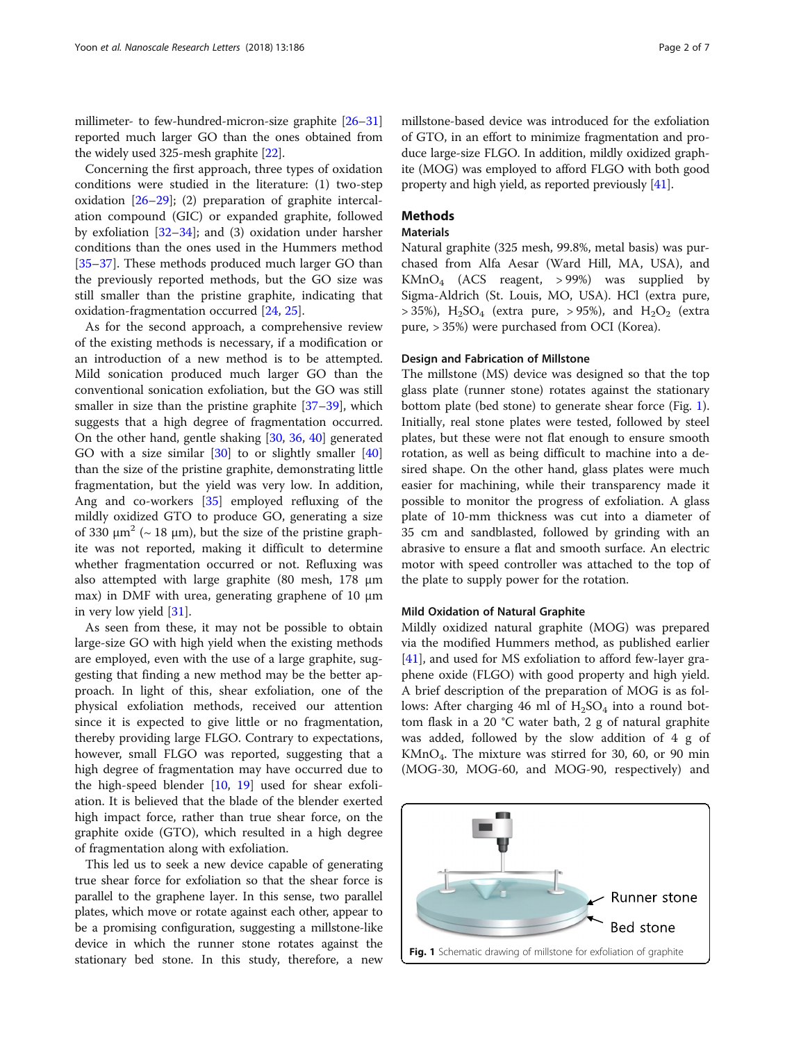millimeter- to few-hundred-micron-size graphite [26–31] reported much larger GO than the ones obtained from the widely used 325-mesh graphite [22].

Concerning the first approach, three types of oxidation conditions were studied in the literature: (1) two-step oxidation [26–29]; (2) preparation of graphite intercalation compound (GIC) or expanded graphite, followed by exfoliation [32–34]; and (3) oxidation under harsher conditions than the ones used in the Hummers method [35–37]. These methods produced much larger GO than the previously reported methods, but the GO size was still smaller than the pristine graphite, indicating that oxidation-fragmentation occurred [24, 25].

As for the second approach, a comprehensive review of the existing methods is necessary, if a modification or an introduction of a new method is to be attempted. Mild sonication produced much larger GO than the conventional sonication exfoliation, but the GO was still smaller in size than the pristine graphite [37–39], which suggests that a high degree of fragmentation occurred. On the other hand, gentle shaking [30, 36, 40] generated GO with a size similar [30] to or slightly smaller [40] than the size of the pristine graphite, demonstrating little fragmentation, but the yield was very low. In addition, Ang and co-workers [35] employed refluxing of the mildly oxidized GTO to produce GO, generating a size of 330 μm$^2$ (~ 18 μm), but the size of the pristine graphite was not reported, making it difficult to determine whether fragmentation occurred or not. Refluxing was also attempted with large graphite (80 mesh, 178 μm max) in DMF with urea, generating graphene of 10 μm in very low yield [31].

As seen from these, it may not be possible to obtain large-size GO with high yield when the existing methods are employed, even with the use of a large graphite, suggesting that finding a new method may be the better approach. In light of this, shear exfoliation, one of the physical exfoliation methods, received our attention since it is expected to give little or no fragmentation, thereby providing large FLGO. Contrary to expectations, however, small FLGO was reported, suggesting that a high degree of fragmentation may have occurred due to the high-speed blender [10, 19] used for shear exfoliation. It is believed that the blade of the blender exerted high impact force, rather than true shear force, on the graphite oxide (GTO), which resulted in a high degree of fragmentation along with exfoliation.

This led us to seek a new device capable of generating true shear force for exfoliation so that the shear force is parallel to the graphene layer. In this sense, two parallel plates, which move or rotate against each other, appear to be a promising configuration, suggesting a millstone-like device in which the runner stone rotates against the stationary bed stone. In this study, therefore, a new millstone-based device was introduced for the exfoliation of GTO, in an effort to minimize fragmentation and produce large-size FLGO. In addition, mildly oxidized graphite (MOG) was employed to afford FLGO with both good property and high yield, as reported previously [41].

## Methods

### Materials

Natural graphite (325 mesh, 99.8%, metal basis) was purchased from Alfa Aesar (Ward Hill, MA, USA), and $KMnO_4$ (ACS reagent, > 99%) was supplied by Sigma-Aldrich (St. Louis, MO, USA). HCl (extra pure, > 35%), $H_2SO_4$ (extra pure, > 95%), and $H_2O_2$ (extra pure, > 35%) were purchased from OCI (Korea).

### Design and Fabrication of Millstone

The millstone (MS) device was designed so that the top glass plate (runner stone) rotates against the stationary bottom plate (bed stone) to generate shear force (Fig. 1). Initially, real stone plates were tested, followed by steel plates, but these were not flat enough to ensure smooth rotation, as well as being difficult to machine into a desired shape. On the other hand, glass plates were much easier for machining, while their transparency made it possible to monitor the progress of exfoliation. A glass plate of 10-mm thickness was cut into a diameter of 35 cm and sandblasted, followed by grinding with an abrasive to ensure a flat and smooth surface. An electric motor with speed controller was attached to the top of the plate to supply power for the rotation.

### Mild Oxidation of Natural Graphite

Mildly oxidized natural graphite (MOG) was prepared via the modified Hummers method, as published earlier [41], and used for MS exfoliation to afford few-layer graphene oxide (FLGO) with good property and high yield. A brief description of the preparation of MOG is as follows: After charging 46 ml of $H_2SO_4$ into a round bottom flask in a 20 °C water bath, 2 g of natural graphite was added, followed by the slow addition of 4 g of $KMnO_4$. The mixture was stirred for 30, 60, or 90 min (MOG-30, MOG-60, and MOG-90, respectively) and

**Fig. 1** Schematic drawing of millstone for exfoliation of graphite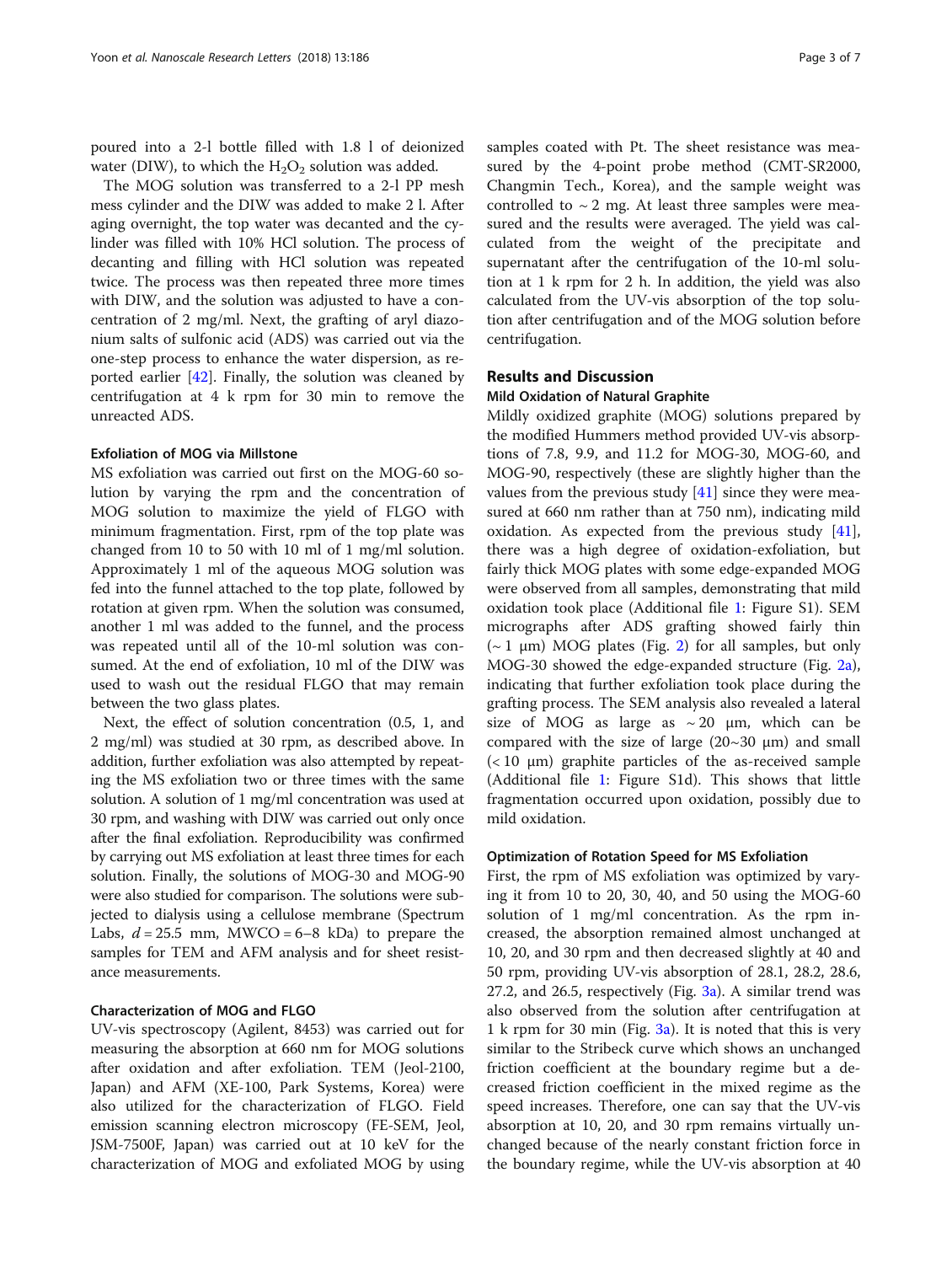poured into a 2-l bottle filled with 1.8 l of deionized water (DIW), to which the $H_2O_2$ solution was added.

The MOG solution was transferred to a 2-l PP mesh mess cylinder and the DIW was added to make 2 l. After aging overnight, the top water was decanted and the cylinder was filled with 10% HCl solution. The process of decanting and filling with HCl solution was repeated twice. The process was then repeated three more times with DIW, and the solution was adjusted to have a concentration of 2 mg/ml. Next, the grafting of aryl diazonium salts of sulfonic acid (ADS) was carried out via the one-step process to enhance the water dispersion, as reported earlier [42]. Finally, the solution was cleaned by centrifugation at 4 k rpm for 30 min to remove the unreacted ADS.

### Exfoliation of MOG via Millstone

MS exfoliation was carried out first on the MOG-60 solution by varying the rpm and the concentration of MOG solution to maximize the yield of FLGO with minimum fragmentation. First, rpm of the top plate was changed from 10 to 50 with 10 ml of 1 mg/ml solution. Approximately 1 ml of the aqueous MOG solution was fed into the funnel attached to the top plate, followed by rotation at given rpm. When the solution was consumed, another 1 ml was added to the funnel, and the process was repeated until all of the 10-ml solution was consumed. At the end of exfoliation, 10 ml of the DIW was used to wash out the residual FLGO that may remain between the two glass plates.

Next, the effect of solution concentration (0.5, 1, and 2 mg/ml) was studied at 30 rpm, as described above. In addition, further exfoliation was also attempted by repeating the MS exfoliation two or three times with the same solution. A solution of 1 mg/ml concentration was used at 30 rpm, and washing with DIW was carried out only once after the final exfoliation. Reproducibility was confirmed by carrying out MS exfoliation at least three times for each solution. Finally, the solutions of MOG-30 and MOG-90 were also studied for comparison. The solutions were subjected to dialysis using a cellulose membrane (Spectrum Labs, $d = 25.5$ mm, MWCO = 6–8 kDa) to prepare the samples for TEM and AFM analysis and for sheet resistance measurements.

### Characterization of MOG and FLGO

UV-vis spectroscopy (Agilent, 8453) was carried out for measuring the absorption at 660 nm for MOG solutions after oxidation and after exfoliation. TEM (Jeol-2100, Japan) and AFM (XE-100, Park Systems, Korea) were also utilized for the characterization of FLGO. Field emission scanning electron microscopy (FE-SEM, Jeol, JSM-7500F, Japan) was carried out at 10 keV for the characterization of MOG and exfoliated MOG by using samples coated with Pt. The sheet resistance was measured by the 4-point probe method (CMT-SR2000, Changmin Tech., Korea), and the sample weight was controlled to ~ 2 mg. At least three samples were measured and the results were averaged. The yield was calculated from the weight of the precipitate and supernatant after the centrifugation of the 10-ml solution at 1 k rpm for 2 h. In addition, the yield was also calculated from the UV-vis absorption of the top solution after centrifugation and of the MOG solution before centrifugation.

## Results and Discussion

### Mild Oxidation of Natural Graphite

Mildly oxidized graphite (MOG) solutions prepared by the modified Hummers method provided UV-vis absorptions of 7.8, 9.9, and 11.2 for MOG-30, MOG-60, and MOG-90, respectively (these are slightly higher than the values from the previous study [41] since they were measured at 660 nm rather than at 750 nm), indicating mild oxidation. As expected from the previous study [41], there was a high degree of oxidation-exfoliation, but fairly thick MOG plates with some edge-expanded MOG were observed from all samples, demonstrating that mild oxidation took place (Additional file 1: Figure S1). SEM micrographs after ADS grafting showed fairly thin (~ 1 μm) MOG plates (Fig. 2) for all samples, but only MOG-30 showed the edge-expanded structure (Fig. 2a), indicating that further exfoliation took place during the grafting process. The SEM analysis also revealed a lateral size of MOG as large as ~ 20 μm, which can be compared with the size of large (20~30 μm) and small (< 10 μm) graphite particles of the as-received sample (Additional file 1: Figure S1d). This shows that little fragmentation occurred upon oxidation, possibly due to mild oxidation.

### Optimization of Rotation Speed for MS Exfoliation

First, the rpm of MS exfoliation was optimized by varying it from 10 to 20, 30, 40, and 50 using the MOG-60 solution of 1 mg/ml concentration. As the rpm increased, the absorption remained almost unchanged at 10, 20, and 30 rpm and then decreased slightly at 40 and 50 rpm, providing UV-vis absorption of 28.1, 28.2, 28.6, 27.2, and 26.5, respectively (Fig. 3a). A similar trend was also observed from the solution after centrifugation at 1 k rpm for 30 min (Fig. 3a). It is noted that this is very similar to the Stribeck curve which shows an unchanged friction coefficient at the boundary regime but a decreased friction coefficient in the mixed regime as the speed increases. Therefore, one can say that the UV-vis absorption at 10, 20, and 30 rpm remains virtually unchanged because of the nearly constant friction force in the boundary regime, while the UV-vis absorption at 40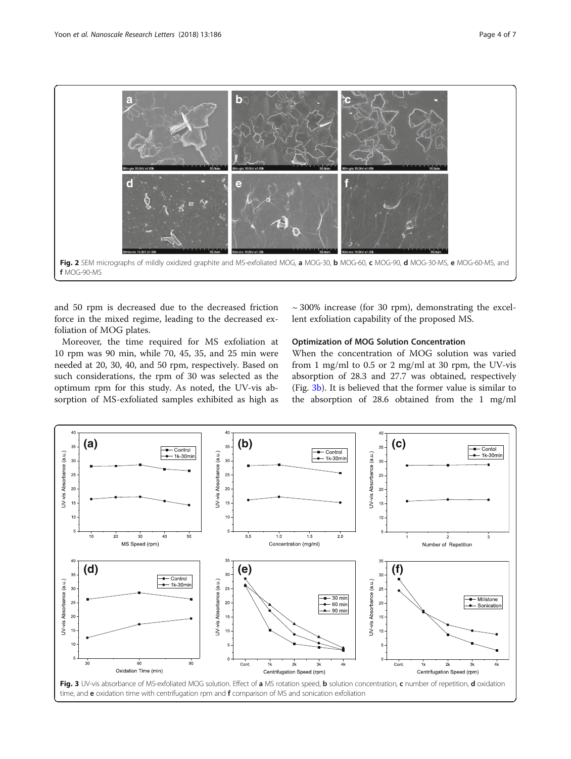Fig. 2 SEM micrographs of mildly oxidized graphite and MS-exfoliated MOG, **a** MOG-30, **b** MOG-60, **c** MOG-90, **d** MOG-30-MS, **e** MOG-60-MS, and **f** MOG-90-MS

and 50 rpm is decreased due to the decreased friction force in the mixed regime, leading to the decreased exfoliation of MOG plates.

Moreover, the time required for MS exfoliation at 10 rpm was 90 min, while 70, 45, 35, and 25 min were needed at 20, 30, 40, and 50 rpm, respectively. Based on such considerations, the rpm of 30 was selected as the optimum rpm for this study. As noted, the UV-vis absorption of MS-exfoliated samples exhibited as high as ~ 300% increase (for 30 rpm), demonstrating the excellent exfoliation capability of the proposed MS.

### Optimization of MOG Solution Concentration

When the concentration of MOG solution was varied from 1 mg/ml to 0.5 or 2 mg/ml at 30 rpm, the UV-vis absorption of 28.3 and 27.7 was obtained, respectively (Fig. 3b). It is believed that the former value is similar to the absorption of 28.6 obtained from the 1 mg/ml

Fig. 3 UV-vis absorbance of MS-exfoliated MOG solution. Effect of **a** MS rotation speed, **b** solution concentration, **c** number of repetition, **d** oxidation time, and **e** oxidation time with centrifugation rpm and **f** comparison of MS and sonication exfoliation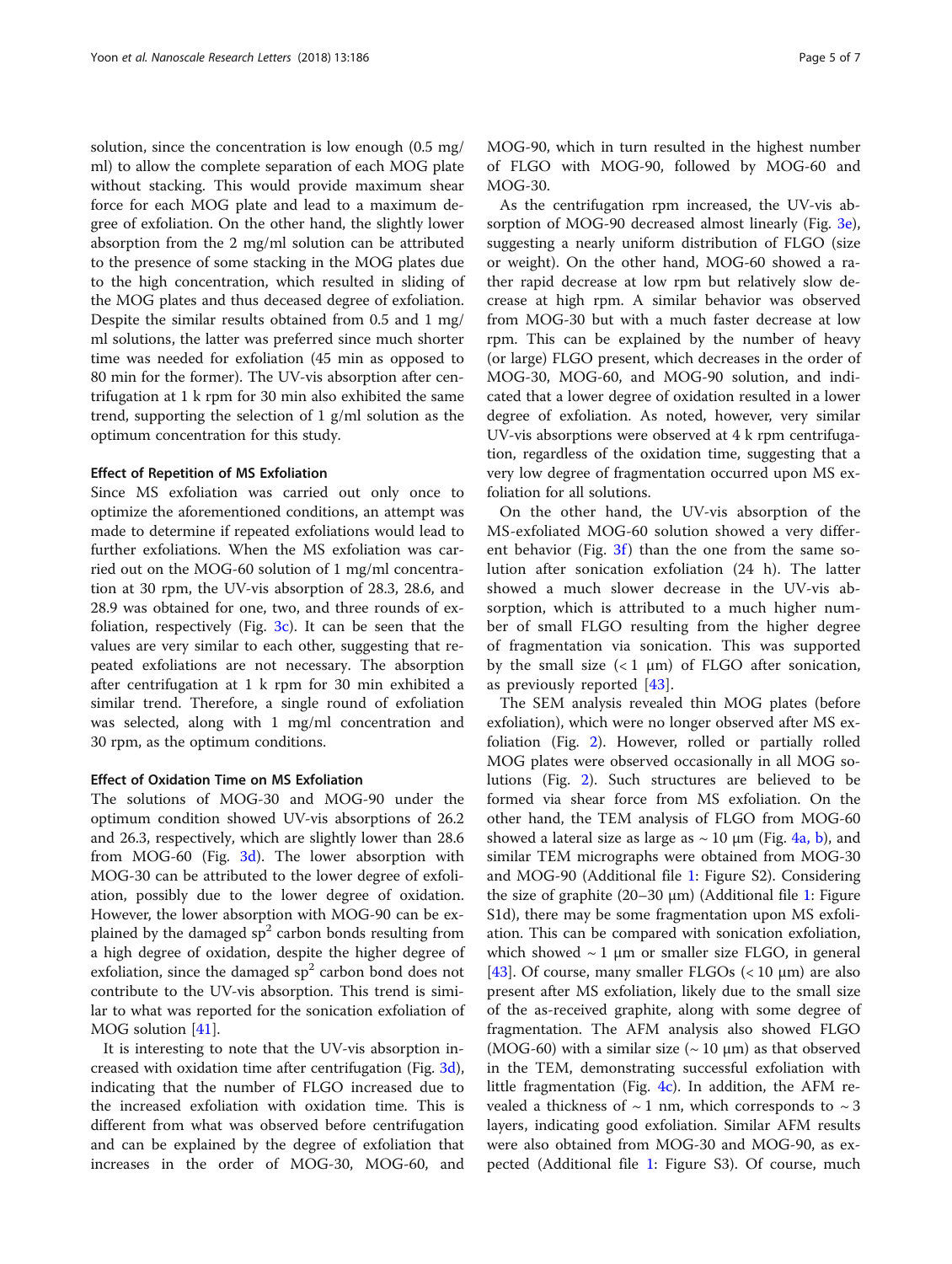solution, since the concentration is low enough (0.5 mg/ml) to allow the complete separation of each MOG plate without stacking. This would provide maximum shear force for each MOG plate and lead to a maximum degree of exfoliation. On the other hand, the slightly lower absorption from the 2 mg/ml solution can be attributed to the presence of some stacking in the MOG plates due to the high concentration, which resulted in sliding of the MOG plates and thus deceased degree of exfoliation. Despite the similar results obtained from 0.5 and 1 mg/ml solutions, the latter was preferred since much shorter time was needed for exfoliation (45 min as opposed to 80 min for the former). The UV-vis absorption after centrifugation at 1 k rpm for 30 min also exhibited the same trend, supporting the selection of 1 g/ml solution as the optimum concentration for this study.

#### Effect of Repetition of MS Exfoliation

Since MS exfoliation was carried out only once to optimize the aforementioned conditions, an attempt was made to determine if repeated exfoliations would lead to further exfoliations. When the MS exfoliation was carried out on the MOG-60 solution of 1 mg/ml concentration at 30 rpm, the UV-vis absorption of 28.3, 28.6, and 28.9 was obtained for one, two, and three rounds of exfoliation, respectively (Fig. 3c). It can be seen that the values are very similar to each other, suggesting that repeated exfoliations are not necessary. The absorption after centrifugation at 1 k rpm for 30 min exhibited a similar trend. Therefore, a single round of exfoliation was selected, along with 1 mg/ml concentration and 30 rpm, as the optimum conditions.

#### Effect of Oxidation Time on MS Exfoliation

The solutions of MOG-30 and MOG-90 under the optimum condition showed UV-vis absorptions of 26.2 and 26.3, respectively, which are slightly lower than 28.6 from MOG-60 (Fig. 3d). The lower absorption with MOG-30 can be attributed to the lower degree of exfoliation, possibly due to the lower degree of oxidation. However, the lower absorption with MOG-90 can be explained by the damaged $sp^2$ carbon bonds resulting from a high degree of oxidation, despite the higher degree of exfoliation, since the damaged $sp^2$ carbon bond does not contribute to the UV-vis absorption. This trend is similar to what was reported for the sonication exfoliation of MOG solution [41].

It is interesting to note that the UV-vis absorption increased with oxidation time after centrifugation (Fig. 3d), indicating that the number of FLGO increased due to the increased exfoliation with oxidation time. This is different from what was observed before centrifugation and can be explained by the degree of exfoliation that increases in the order of MOG-30, MOG-60, and MOG-90, which in turn resulted in the highest number of FLGO with MOG-90, followed by MOG-60 and MOG-30.

As the centrifugation rpm increased, the UV-vis absorption of MOG-90 decreased almost linearly (Fig. 3e), suggesting a nearly uniform distribution of FLGO (size or weight). On the other hand, MOG-60 showed a rather rapid decrease at low rpm but relatively slow decrease at high rpm. A similar behavior was observed from MOG-30 but with a much faster decrease at low rpm. This can be explained by the number of heavy (or large) FLGO present, which decreases in the order of MOG-30, MOG-60, and MOG-90 solution, and indicated that a lower degree of oxidation resulted in a lower degree of exfoliation. As noted, however, very similar UV-vis absorptions were observed at 4 k rpm centrifugation, regardless of the oxidation time, suggesting that a very low degree of fragmentation occurred upon MS exfoliation for all solutions.

On the other hand, the UV-vis absorption of the MS-exfoliated MOG-60 solution showed a very different behavior (Fig. 3f) than the one from the same solution after sonication exfoliation (24 h). The latter showed a much slower decrease in the UV-vis absorption, which is attributed to a much higher number of small FLGO resulting from the higher degree of fragmentation via sonication. This was supported by the small size (< 1 μm) of FLGO after sonication, as previously reported [43].

The SEM analysis revealed thin MOG plates (before exfoliation), which were no longer observed after MS exfoliation (Fig. 2). However, rolled or partially rolled MOG plates were observed occasionally in all MOG solutions (Fig. 2). Such structures are believed to be formed via shear force from MS exfoliation. On the other hand, the TEM analysis of FLGO from MOG-60 showed a lateral size as large as ~ 10 μm (Fig. 4a, b), and similar TEM micrographs were obtained from MOG-30 and MOG-90 (Additional file 1: Figure S2). Considering the size of graphite (20–30 μm) (Additional file 1: Figure S1d), there may be some fragmentation upon MS exfoliation. This can be compared with sonication exfoliation, which showed ~ 1 μm or smaller size FLGO, in general [43]. Of course, many smaller FLGOs (< 10 μm) are also present after MS exfoliation, likely due to the small size of the as-received graphite, along with some degree of fragmentation. The AFM analysis also showed FLGO (MOG-60) with a similar size (~ 10 μm) as that observed in the TEM, demonstrating successful exfoliation with little fragmentation (Fig. 4c). In addition, the AFM revealed a thickness of ~ 1 nm, which corresponds to ~ 3 layers, indicating good exfoliation. Similar AFM results were also obtained from MOG-30 and MOG-90, as expected (Additional file 1: Figure S3). Of course, much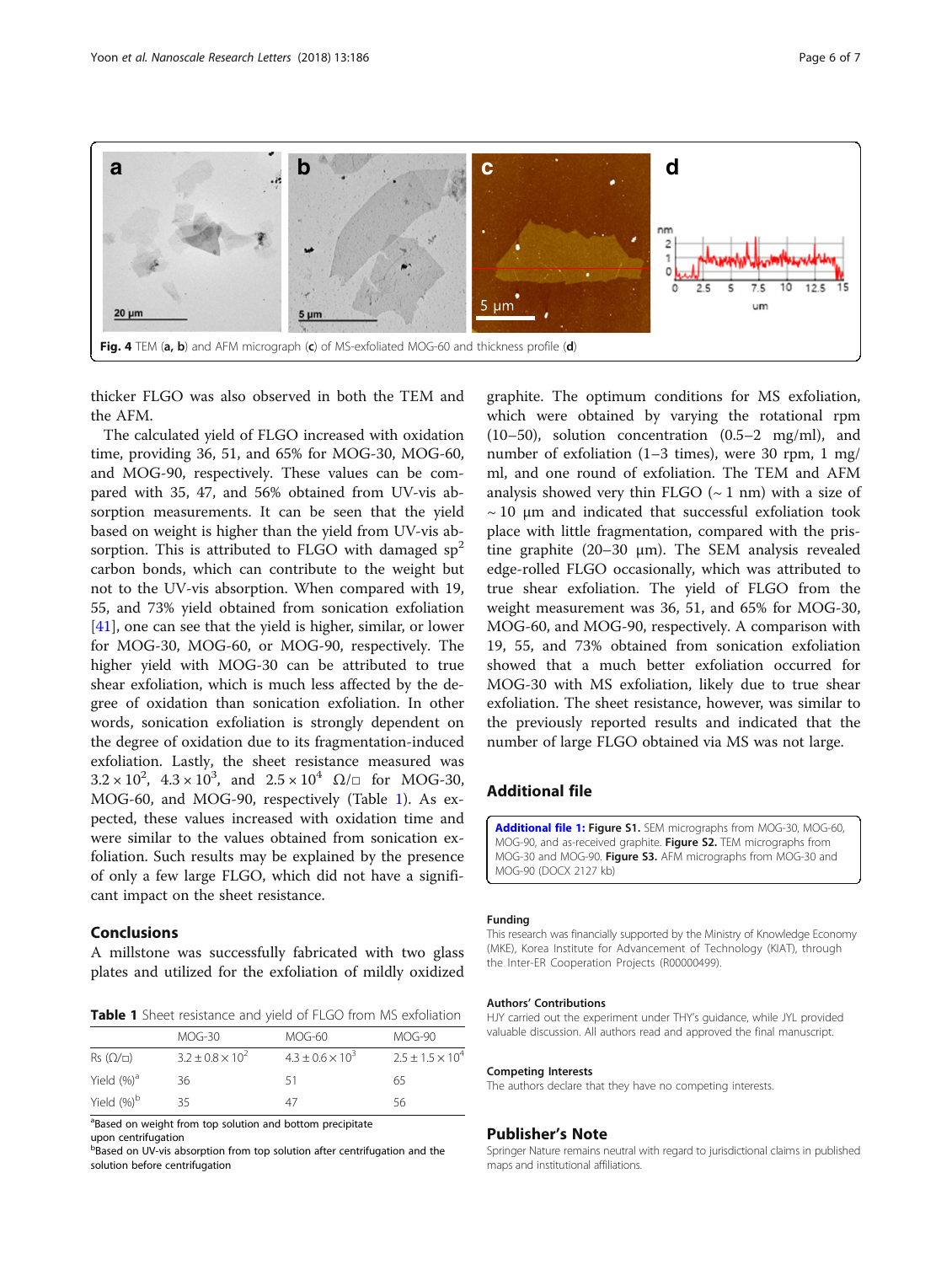Fig. 4 TEM (a, b) and AFM micrograph (c) of MS-exfoliated MOG-60 and thickness profile (d)

thicker FLGO was also observed in both the TEM and the AFM.

The calculated yield of FLGO increased with oxidation time, providing 36, 51, and 65% for MOG-30, MOG-60, and MOG-90, respectively. These values can be compared with 35, 47, and 56% obtained from UV-vis absorption measurements. It can be seen that the yield based on weight is higher than the yield from UV-vis absorption. This is attributed to FLGO with damaged $sp^2$ carbon bonds, which can contribute to the weight but not to the UV-vis absorption. When compared with 19, 55, and 73% yield obtained from sonication exfoliation [41], one can see that the yield is higher, similar, or lower for MOG-30, MOG-60, or MOG-90, respectively. The higher yield with MOG-30 can be attributed to true shear exfoliation, which is much less affected by the degree of oxidation than sonication exfoliation. In other words, sonication exfoliation is strongly dependent on the degree of oxidation due to its fragmentation-induced exfoliation. Lastly, the sheet resistance measured was $3.2 \times 10^2$, $4.3 \times 10^3$, and $2.5 \times 10^4$ Ω/□ for MOG-30, MOG-60, and MOG-90, respectively (Table 1). As expected, these values increased with oxidation time and were similar to the values obtained from sonication exfoliation. Such results may be explained by the presence of only a few large FLGO, which did not have a significant impact on the sheet resistance.

## Conclusions

A millstone was successfully fabricated with two glass plates and utilized for the exfoliation of mildly oxidized graphite. The optimum conditions for MS exfoliation, which were obtained by varying the rotational rpm (10–50), solution concentration (0.5–2 mg/ml), and number of exfoliation (1–3 times), were 30 rpm, 1 mg/ml, and one round of exfoliation. The TEM and AFM analysis showed very thin FLGO (~ 1 nm) with a size of ~ 10 μm and indicated that successful exfoliation took place with little fragmentation, compared with the pristine graphite (20–30 μm). The SEM analysis revealed edge-rolled FLGO occasionally, which was attributed to true shear exfoliation. The yield of FLGO from the weight measurement was 36, 51, and 65% for MOG-30, MOG-60, and MOG-90, respectively. A comparison with 19, 55, and 73% obtained from sonication exfoliation showed that a much better exfoliation occurred for MOG-30 with MS exfoliation, likely due to true shear exfoliation. The sheet resistance, however, was similar to the previously reported results and indicated that the number of large FLGO obtained via MS was not large.

**Table 1** Sheet resistance and yield of FLGO from MS exfoliation

| | MOG-30 | MOG-60 | MOG-90 |
|---|---|---|---|
| Rs (Ω/□) | $3.2 \pm 0.8 \times 10^2$ | $4.3 \pm 0.6 \times 10^3$ | $2.5 \pm 1.5 \times 10^4$ |
| Yield (%)[a] | 36 | 51 | 65 |
| Yield (%)[b] | 35 | 47 | 56 |

[a]Based on weight from top solution and bottom precipitate upon centrifugation
[b]Based on UV-vis absorption from top solution after centrifugation and the solution before centrifugation

## Additional file

**Additional file 1:** **Figure S1.** SEM micrographs from MOG-30, MOG-60, MOG-90, and as-received graphite. **Figure S2.** TEM micrographs from MOG-30 and MOG-90. **Figure S3.** AFM micrographs from MOG-30 and MOG-90 (DOCX 2127 kb)

### Funding

This research was financially supported by the Ministry of Knowledge Economy (MKE), Korea Institute for Advancement of Technology (KIAT), through the Inter-ER Cooperation Projects (R00000499).

### Authors' Contributions

HJY carried out the experiment under THY's guidance, while JYL provided valuable discussion. All authors read and approved the final manuscript.

### Competing Interests

The authors declare that they have no competing interests.

## Publisher's Note

Springer Nature remains neutral with regard to jurisdictional claims in published maps and institutional affiliations.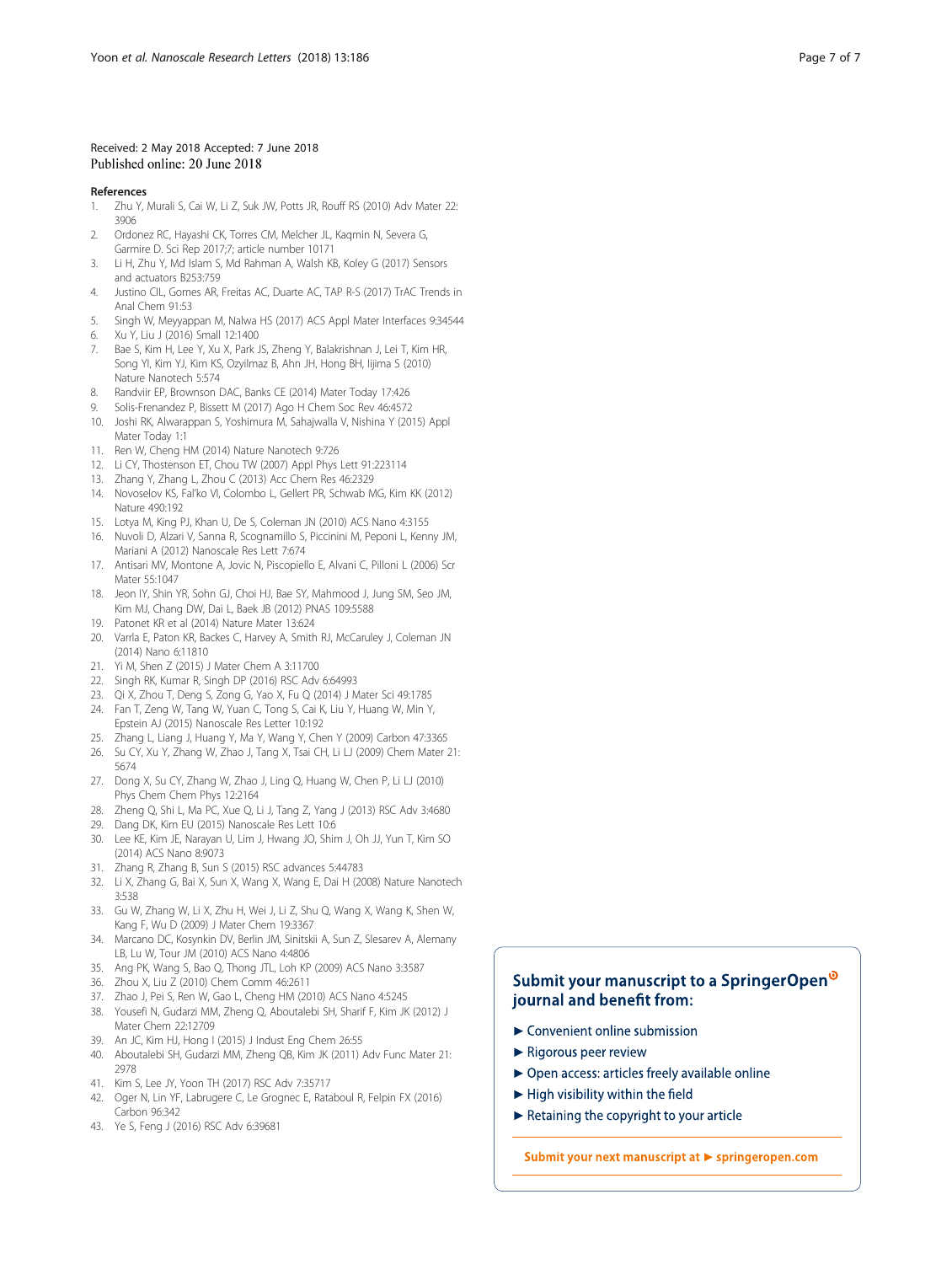Received: 2 May 2018 Accepted: 7 June 2018
Published online: 20 June 2018

### References

1. Zhu Y, Murali S, Cai W, Li Z, Suk JW, Potts JR, Rouff RS (2010) Adv Mater 22: 3906
2. Ordonez RC, Hayashi CK, Torres CM, Melcher JL, Kaqmin N, Severa G, Garmire D. Sci Rep 2017;7; article number 10171
3. Li H, Zhu Y, Md Islam S, Md Rahman A, Walsh KB, Koley G (2017) Sensors and actuators B253:759
4. Justino CIL, Gomes AR, Freitas AC, Duarte AC, TAP R-S (2017) TrAC Trends in Anal Chem 91:53
5. Singh W, Meyyappan M, Nalwa HS (2017) ACS Appl Mater Interfaces 9:34544
6. Xu Y, Liu J (2016) Small 12:1400
7. Bae S, Kim H, Lee Y, Xu X, Park JS, Zheng Y, Balakrishnan J, Lei T, Kim HR, Song YI, Kim YJ, Kim KS, Ozyilmaz B, Ahn JH, Hong BH, Iijima S (2010) Nature Nanotech 5:574
8. Randviir EP, Brownson DAC, Banks CE (2014) Mater Today 17:426
9. Solis-Frenandez P, Bissett M (2017) Ago H Chem Soc Rev 46:4572
10. Joshi RK, Alwarappan S, Yoshimura M, Sahajwalla V, Nishina Y (2015) Appl Mater Today 1:1
11. Ren W, Cheng HM (2014) Nature Nanotech 9:726
12. Li CY, Thostenson ET, Chou TW (2007) Appl Phys Lett 91:223114
13. Zhang Y, Zhang L, Zhou C (2013) Acc Chem Res 46:2329
14. Novoselov KS, Fal'ko VI, Colombo L, Gellert PR, Schwab MG, Kim KK (2012) Nature 490:192
15. Lotya M, King PJ, Khan U, De S, Coleman JN (2010) ACS Nano 4:3155
16. Nuvoli D, Alzari V, Sanna R, Scognamillo S, Piccinini M, Peponi L, Kenny JM, Mariani A (2012) Nanoscale Res Lett 7:674
17. Antisari MV, Montone A, Jovic N, Piscopiello E, Alvani C, Pilloni L (2006) Scr Mater 55:1047
18. Jeon IY, Shin YR, Sohn GJ, Choi HJ, Bae SY, Mahmood J, Jung SM, Seo JM, Kim MJ, Chang DW, Dai L, Baek JB (2012) PNAS 109:5588
19. Patonet KR et al (2014) Nature Mater 13:624
20. Varrla E, Paton KR, Backes C, Harvey A, Smith RJ, McCaruley J, Coleman JN (2014) Nano 6:11810
21. Yi M, Shen Z (2015) J Mater Chem A 3:11700
22. Singh RK, Kumar R, Singh DP (2016) RSC Adv 6:64993
23. Qi X, Zhou T, Deng S, Zong G, Yao X, Fu Q (2014) J Mater Sci 49:1785
24. Fan T, Zeng W, Tang W, Yuan C, Tong S, Cai K, Liu Y, Huang W, Min Y, Epstein AJ (2015) Nanoscale Res Letter 10:192
25. Zhang L, Liang J, Huang Y, Ma Y, Wang Y, Chen Y (2009) Carbon 47:3365
26. Su CY, Xu Y, Zhang W, Zhao J, Tang X, Tsai CH, Li LJ (2009) Chem Mater 21: 5674
27. Dong X, Su CY, Zhang W, Zhao J, Ling Q, Huang W, Chen P, Li LJ (2010) Phys Chem Chem Phys 12:2164
28. Zheng Q, Shi L, Ma PC, Xue Q, Li J, Tang Z, Yang J (2013) RSC Adv 3:4680
29. Dang DK, Kim EU (2015) Nanoscale Res Lett 10:6
30. Lee KE, Kim JE, Narayan U, Lim J, Hwang JO, Shim J, Oh JJ, Yun T, Kim SO (2014) ACS Nano 8:9073
31. Zhang R, Zhang B, Sun S (2015) RSC advances 5:44783
32. Li X, Zhang G, Bai X, Sun X, Wang X, Wang E, Dai H (2008) Nature Nanotech 3:538
33. Gu W, Zhang W, Li X, Zhu H, Wei J, Li Z, Shu Q, Wang X, Wang K, Shen W, Kang F, Wu D (2009) J Mater Chem 19:3367
34. Marcano DC, Kosynkin DV, Berlin JM, Sinitskii A, Sun Z, Slesarev A, Alemany LB, Lu W, Tour JM (2010) ACS Nano 4:4806
35. Ang PK, Wang S, Bao Q, Thong JTL, Loh KP (2009) ACS Nano 3:3587
36. Zhou X, Liu Z (2010) Chem Comm 46:2611
37. Zhao J, Pei S, Ren W, Gao L, Cheng HM (2010) ACS Nano 4:5245
38. Yousefi N, Gudarzi MM, Zheng Q, Aboutalebi SH, Sharif F, Kim JK (2012) J Mater Chem 22:12709
39. An JC, Kim HJ, Hong I (2015) J Indust Eng Chem 26:55
40. Aboutalebi SH, Gudarzi MM, Zheng QB, Kim JK (2011) Adv Func Mater 21: 2978
41. Kim S, Lee JY, Yoon TH (2017) RSC Adv 7:35717
42. Oger N, Lin YF, Labrugere C, Le Grognec E, Rataboul R, Felpin FX (2016) Carbon 96:342
43. Ye S, Feng J (2016) RSC Adv 6:39681

**Submit your manuscript to a SpringerOpen journal and benefit from:**

- ► Convenient online submission
- ► Rigorous peer review
- ► Open access: articles freely available online
- ► High visibility within the field
- ► Retaining the copyright to your article

**Submit your next manuscript at ► springeropen.com**